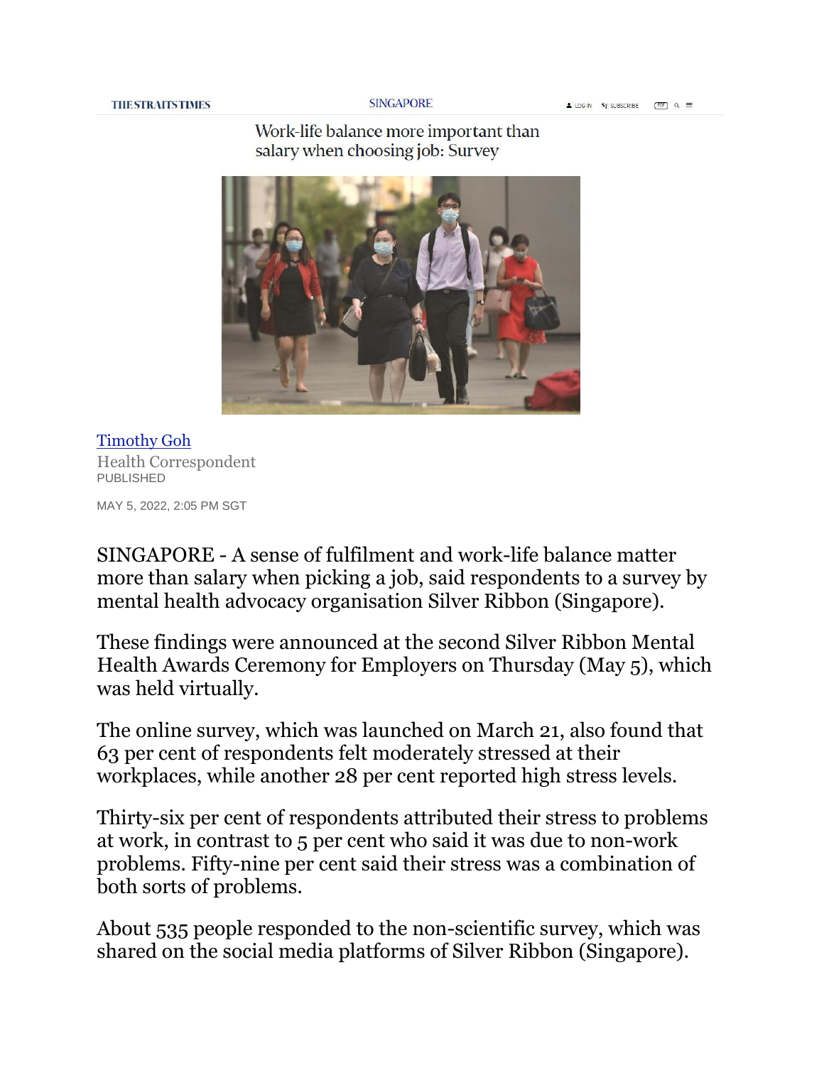# Work-life balance more important than salary when choosing job: Survey

Timothy Goh
Health Correspondent
PUBLISHED

MAY 5, 2022, 2:05 PM SGT

SINGAPORE - A sense of fulfilment and work-life balance matter more than salary when picking a job, said respondents to a survey by mental health advocacy organisation Silver Ribbon (Singapore).

These findings were announced at the second Silver Ribbon Mental Health Awards Ceremony for Employers on Thursday (May 5), which was held virtually.

The online survey, which was launched on March 21, also found that 63 per cent of respondents felt moderately stressed at their workplaces, while another 28 per cent reported high stress levels.

Thirty-six per cent of respondents attributed their stress to problems at work, in contrast to 5 per cent who said it was due to non-work problems. Fifty-nine per cent said their stress was a combination of both sorts of problems.

About 535 people responded to the non-scientific survey, which was shared on the social media platforms of Silver Ribbon (Singapore).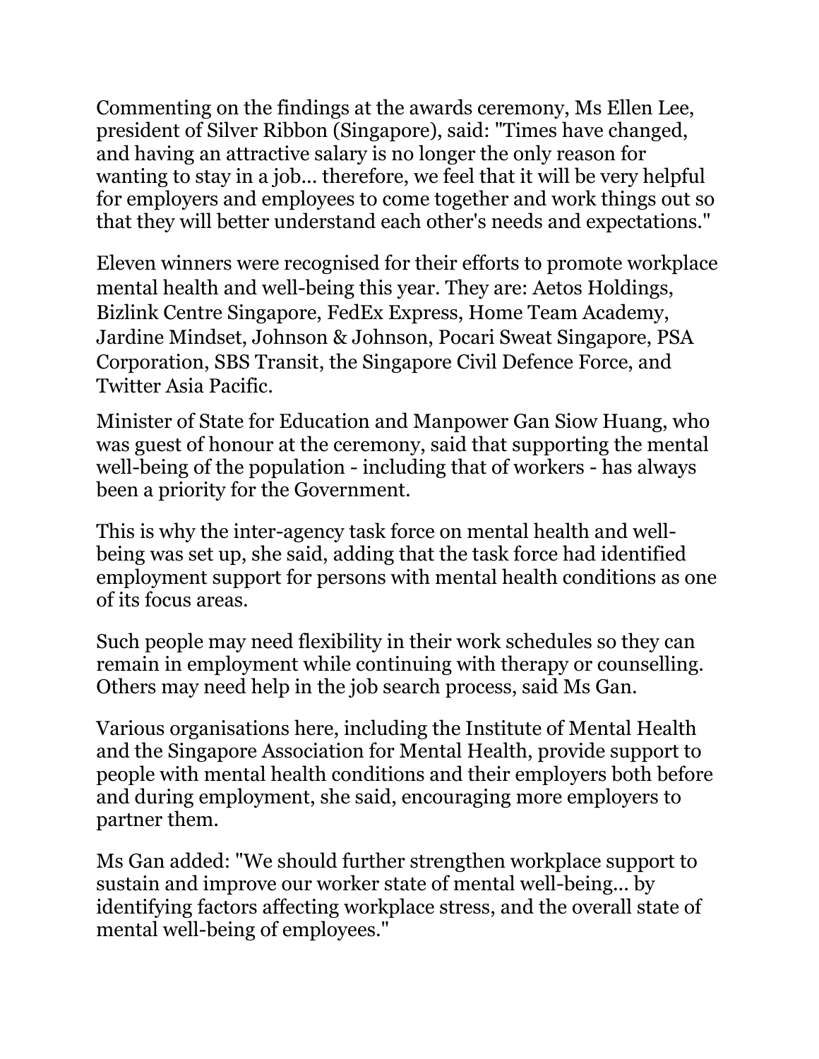Commenting on the findings at the awards ceremony, Ms Ellen Lee, president of Silver Ribbon (Singapore), said: "Times have changed, and having an attractive salary is no longer the only reason for wanting to stay in a job... therefore, we feel that it will be very helpful for employers and employees to come together and work things out so that they will better understand each other's needs and expectations."

Eleven winners were recognised for their efforts to promote workplace mental health and well-being this year. They are: Aetos Holdings, Bizlink Centre Singapore, FedEx Express, Home Team Academy, Jardine Mindset, Johnson & Johnson, Pocari Sweat Singapore, PSA Corporation, SBS Transit, the Singapore Civil Defence Force, and Twitter Asia Pacific.

Minister of State for Education and Manpower Gan Siow Huang, who was guest of honour at the ceremony, said that supporting the mental well-being of the population - including that of workers - has always been a priority for the Government.

This is why the inter-agency task force on mental health and well-being was set up, she said, adding that the task force had identified employment support for persons with mental health conditions as one of its focus areas.

Such people may need flexibility in their work schedules so they can remain in employment while continuing with therapy or counselling. Others may need help in the job search process, said Ms Gan.

Various organisations here, including the Institute of Mental Health and the Singapore Association for Mental Health, provide support to people with mental health conditions and their employers both before and during employment, she said, encouraging more employers to partner them.

Ms Gan added: "We should further strengthen workplace support to sustain and improve our worker state of mental well-being... by identifying factors affecting workplace stress, and the overall state of mental well-being of employees."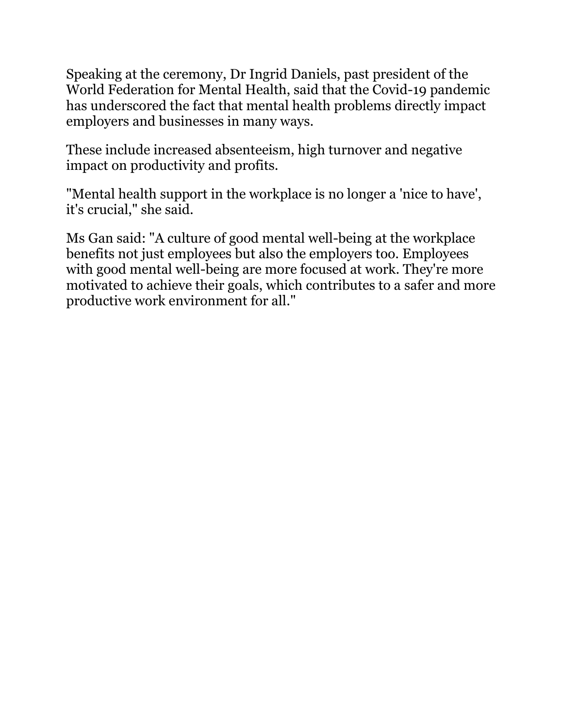Speaking at the ceremony, Dr Ingrid Daniels, past president of the World Federation for Mental Health, said that the Covid-19 pandemic has underscored the fact that mental health problems directly impact employers and businesses in many ways.

These include increased absenteeism, high turnover and negative impact on productivity and profits.

"Mental health support in the workplace is no longer a 'nice to have', it's crucial," she said.

Ms Gan said: "A culture of good mental well-being at the workplace benefits not just employees but also the employers too. Employees with good mental well-being are more focused at work. They're more motivated to achieve their goals, which contributes to a safer and more productive work environment for all."